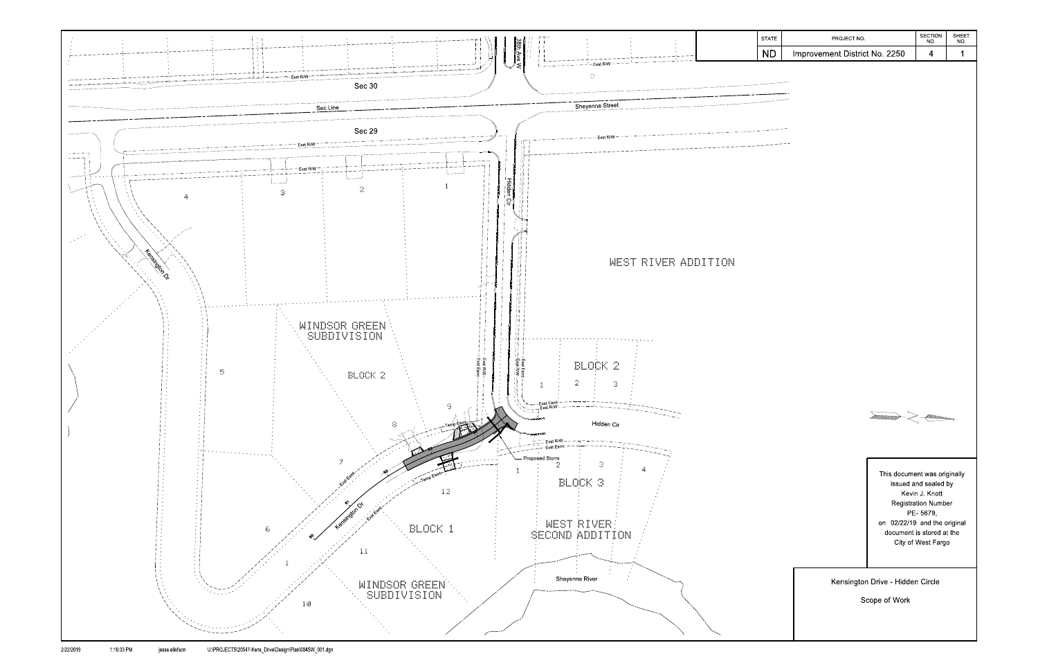| STATE | PROJECT NO. | SECTION NO. | SHEET NO. |
| --- | --- | --- | --- |
| ND | Improvement District No. 2250 | 4 | 1 |

38th Ave W

Exst R/W

Sec 30

Sec Line

Sheyenne Street

Sec 29

Hidden Cir

WEST RIVER ADDITION

Kensington Dr

WINDSOR GREEN SUBDIVISION

BLOCK 2

BLOCK 2

Exst Esmt

Temp Esmt

Proposed Storm

Hidden Cir

BLOCK 3

BLOCK 1

WEST RIVER SECOND ADDITION

Sheyenne River

WINDSOR GREEN SUBDIVISION

This document was originally issued and sealed by Kevin J. Knott Registration Number PE- 5679, on 02/22/19 and the original document is stored at the City of West Fargo

Kensington Drive - Hidden Circle

Scope of Work

2/22/2019 1:16:33 PM jesse.ellefson U:\PROJECTS\20547-Kens_Drive\Design\Plan\004SW_001.dgn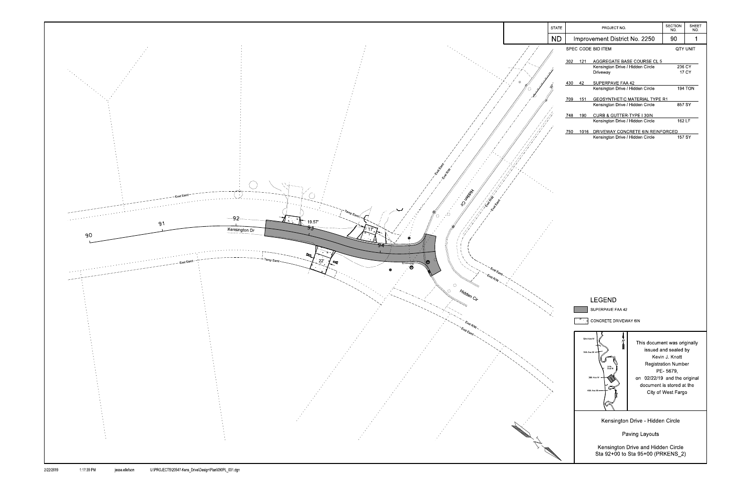| STATE | PROJECT NO. | SECTION NO. | SHEET NO. |
| --- | --- | --- | --- |
| ND | Improvement District No. 2250 | 90 | 1 |

| SPEC | CODE | BID ITEM | QTY | UNIT |
| --- | --- | --- | --- | --- |
| 302 | 121 | AGGREGATE BASE COURSE CL 5 | | |
| | | Kensington Drive / Hidden Circle | 236 | CY |
| | | Driveway | 17 | CY |
| 430 | 42 | SUPERPAVE FAA 42 | | |
| | | Kensington Drive / Hidden Circle | 194 | TON |
| 709 | 151 | GEOSYNTHETIC MATERIAL TYPE R1 | | |
| | | Kensington Drive / Hidden Circle | 857 | SY |
| 748 | 190 | CURB & GUTTER-TYPE I 30IN | | |
| | | Kensington Drive / Hidden Circle | 162 | LF |
| 750 | 1016 | DRIVEWAY CONCRETE 6IN REINFORCED | | |
| | | Kensington Drive / Hidden Circle | 157 | SY |

90
91
92
93
94
Kensington Dr
Hidden Cir
Exst Esmt
Exst R/W
Temp Esmt
19.57'
17'
22'

## LEGEND

SUPERPAVE FAA 42

CONCRETE DRIVEWAY 6IN

32nd Ave W
34th Ave W
37th Ave W
38th Ave W
40th Ave W

This document was originally issued and sealed by Kevin J. Knott Registration Number PE- 5679, on 02/22/19 and the original document is stored at the City of West Fargo

Kensington Drive - Hidden Circle

Paving Layouts

Kensington Drive and Hidden Circle
Sta 92+00 to Sta 95+00 (PRKENS_2)

2/22/2019 1:17:39 PM jesse.ellefson U:\PROJECTS\20547-Kens_Drive\Design\Plan\090PL_001.dgn